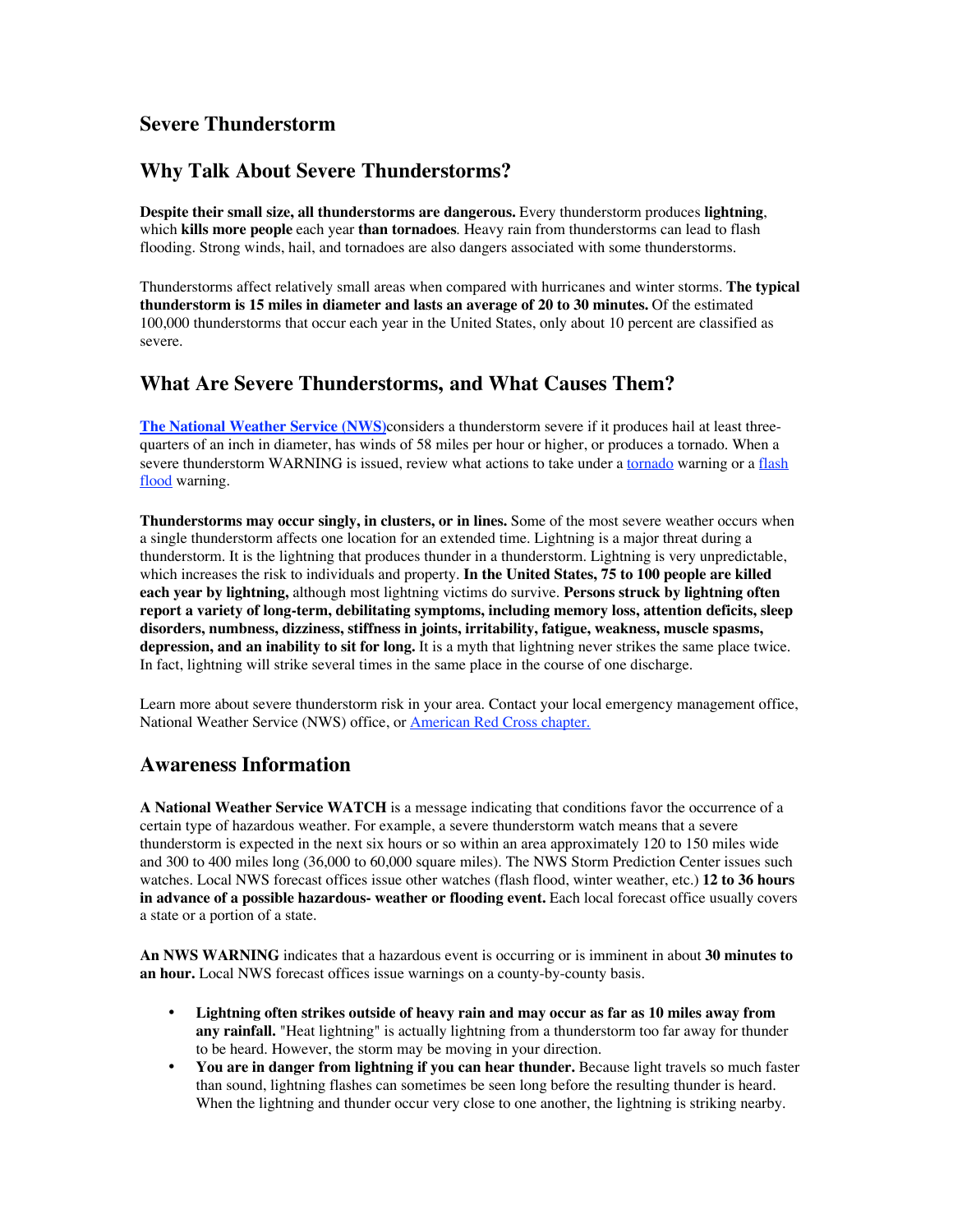# Severe Thunderstorm

## Why Talk About Severe Thunderstorms?

**Despite their small size, all thunderstorms are dangerous.** Every thunderstorm produces **lightning**, which **kills more people** each year **than tornadoes**. Heavy rain from thunderstorms can lead to flash flooding. Strong winds, hail, and tornadoes are also dangers associated with some thunderstorms.

Thunderstorms affect relatively small areas when compared with hurricanes and winter storms. **The typical thunderstorm is 15 miles in diameter and lasts an average of 20 to 30 minutes.** Of the estimated 100,000 thunderstorms that occur each year in the United States, only about 10 percent are classified as severe.

## What Are Severe Thunderstorms, and What Causes Them?

**The National Weather Service (NWS)**considers a thunderstorm severe if it produces hail at least three-quarters of an inch in diameter, has winds of 58 miles per hour or higher, or produces a tornado. When a severe thunderstorm WARNING is issued, review what actions to take under a tornado warning or a flash flood warning.

**Thunderstorms may occur singly, in clusters, or in lines.** Some of the most severe weather occurs when a single thunderstorm affects one location for an extended time. Lightning is a major threat during a thunderstorm. It is the lightning that produces thunder in a thunderstorm. Lightning is very unpredictable, which increases the risk to individuals and property. **In the United States, 75 to 100 people are killed each year by lightning,** although most lightning victims do survive. **Persons struck by lightning often report a variety of long-term, debilitating symptoms, including memory loss, attention deficits, sleep disorders, numbness, dizziness, stiffness in joints, irritability, fatigue, weakness, muscle spasms, depression, and an inability to sit for long.** It is a myth that lightning never strikes the same place twice. In fact, lightning will strike several times in the same place in the course of one discharge.

Learn more about severe thunderstorm risk in your area. Contact your local emergency management office, National Weather Service (NWS) office, or American Red Cross chapter.

## Awareness Information

**A National Weather Service WATCH** is a message indicating that conditions favor the occurrence of a certain type of hazardous weather. For example, a severe thunderstorm watch means that a severe thunderstorm is expected in the next six hours or so within an area approximately 120 to 150 miles wide and 300 to 400 miles long (36,000 to 60,000 square miles). The NWS Storm Prediction Center issues such watches. Local NWS forecast offices issue other watches (flash flood, winter weather, etc.) **12 to 36 hours in advance of a possible hazardous- weather or flooding event.** Each local forecast office usually covers a state or a portion of a state.

**An NWS WARNING** indicates that a hazardous event is occurring or is imminent in about **30 minutes to an hour.** Local NWS forecast offices issue warnings on a county-by-county basis.

- **Lightning often strikes outside of heavy rain and may occur as far as 10 miles away from any rainfall.** "Heat lightning" is actually lightning from a thunderstorm too far away for thunder to be heard. However, the storm may be moving in your direction.
- **You are in danger from lightning if you can hear thunder.** Because light travels so much faster than sound, lightning flashes can sometimes be seen long before the resulting thunder is heard. When the lightning and thunder occur very close to one another, the lightning is striking nearby.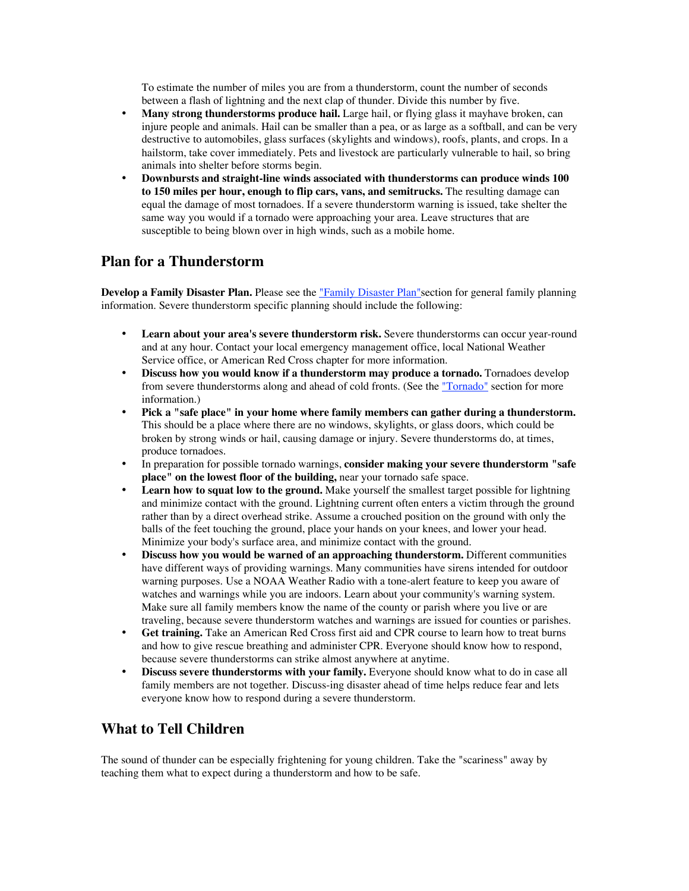To estimate the number of miles you are from a thunderstorm, count the number of seconds between a flash of lightning and the next clap of thunder. Divide this number by five.

- **Many strong thunderstorms produce hail.** Large hail, or flying glass it mayhave broken, can injure people and animals. Hail can be smaller than a pea, or as large as a softball, and can be very destructive to automobiles, glass surfaces (skylights and windows), roofs, plants, and crops. In a hailstorm, take cover immediately. Pets and livestock are particularly vulnerable to hail, so bring animals into shelter before storms begin.
- **Downbursts and straight-line winds associated with thunderstorms can produce winds 100 to 150 miles per hour, enough to flip cars, vans, and semitrucks.** The resulting damage can equal the damage of most tornadoes. If a severe thunderstorm warning is issued, take shelter the same way you would if a tornado were approaching your area. Leave structures that are susceptible to being blown over in high winds, such as a mobile home.

## Plan for a Thunderstorm

**Develop a Family Disaster Plan.** Please see the "Family Disaster Plan"section for general family planning information. Severe thunderstorm specific planning should include the following:

- **Learn about your area's severe thunderstorm risk.** Severe thunderstorms can occur year-round and at any hour. Contact your local emergency management office, local National Weather Service office, or American Red Cross chapter for more information.
- **Discuss how you would know if a thunderstorm may produce a tornado.** Tornadoes develop from severe thunderstorms along and ahead of cold fronts. (See the "Tornado" section for more information.)
- **Pick a "safe place" in your home where family members can gather during a thunderstorm.** This should be a place where there are no windows, skylights, or glass doors, which could be broken by strong winds or hail, causing damage or injury. Severe thunderstorms do, at times, produce tornadoes.
- In preparation for possible tornado warnings, **consider making your severe thunderstorm "safe place" on the lowest floor of the building,** near your tornado safe space.
- **Learn how to squat low to the ground.** Make yourself the smallest target possible for lightning and minimize contact with the ground. Lightning current often enters a victim through the ground rather than by a direct overhead strike. Assume a crouched position on the ground with only the balls of the feet touching the ground, place your hands on your knees, and lower your head. Minimize your body's surface area, and minimize contact with the ground.
- **Discuss how you would be warned of an approaching thunderstorm.** Different communities have different ways of providing warnings. Many communities have sirens intended for outdoor warning purposes. Use a NOAA Weather Radio with a tone-alert feature to keep you aware of watches and warnings while you are indoors. Learn about your community's warning system. Make sure all family members know the name of the county or parish where you live or are traveling, because severe thunderstorm watches and warnings are issued for counties or parishes.
- **Get training.** Take an American Red Cross first aid and CPR course to learn how to treat burns and how to give rescue breathing and administer CPR. Everyone should know how to respond, because severe thunderstorms can strike almost anywhere at anytime.
- **Discuss severe thunderstorms with your family.** Everyone should know what to do in case all family members are not together. Discuss-ing disaster ahead of time helps reduce fear and lets everyone know how to respond during a severe thunderstorm.

## What to Tell Children

The sound of thunder can be especially frightening for young children. Take the "scariness" away by teaching them what to expect during a thunderstorm and how to be safe.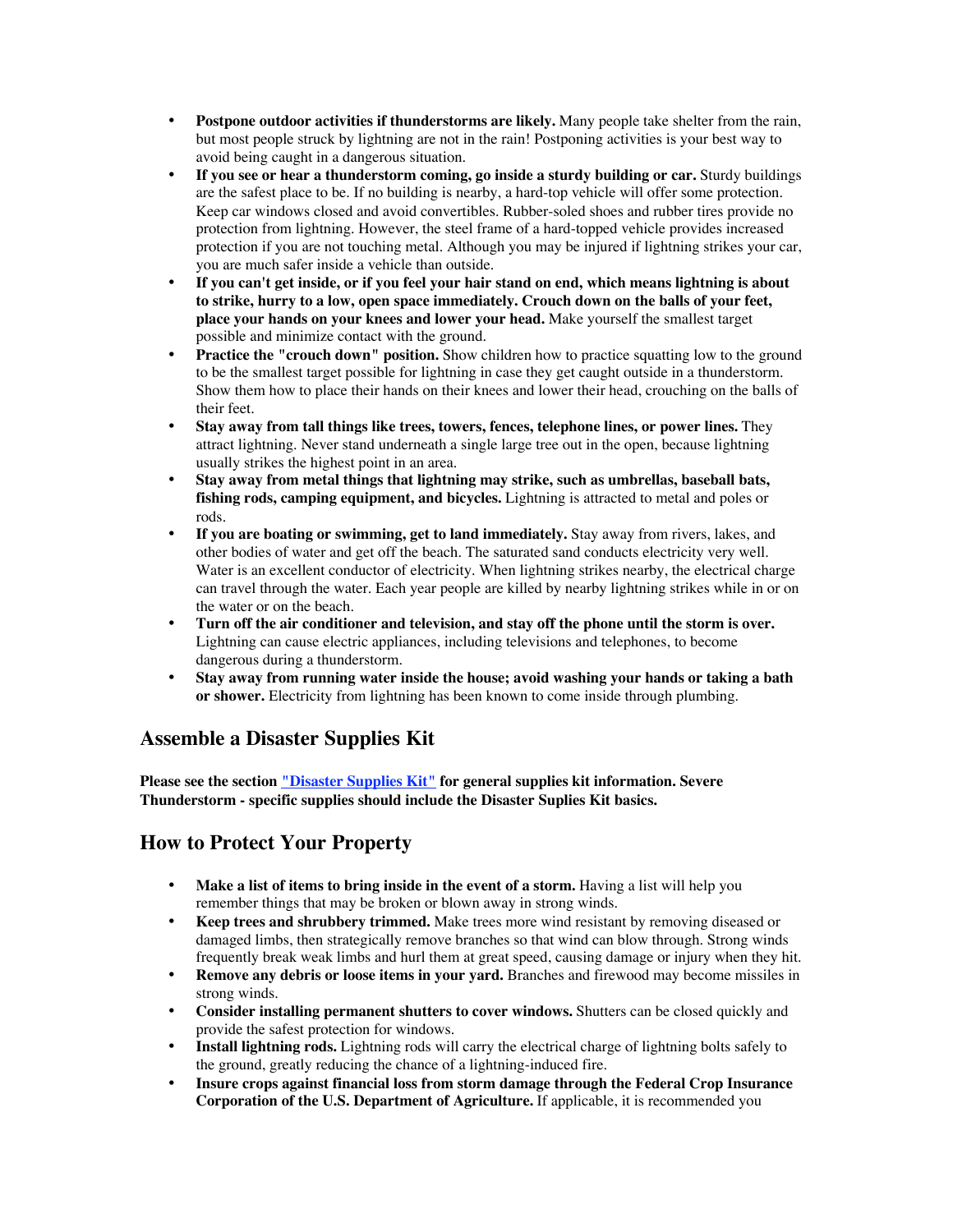- **Postpone outdoor activities if thunderstorms are likely.** Many people take shelter from the rain, but most people struck by lightning are not in the rain! Postponing activities is your best way to avoid being caught in a dangerous situation.
- **If you see or hear a thunderstorm coming, go inside a sturdy building or car.** Sturdy buildings are the safest place to be. If no building is nearby, a hard-top vehicle will offer some protection. Keep car windows closed and avoid convertibles. Rubber-soled shoes and rubber tires provide no protection from lightning. However, the steel frame of a hard-topped vehicle provides increased protection if you are not touching metal. Although you may be injured if lightning strikes your car, you are much safer inside a vehicle than outside.
- **If you can't get inside, or if you feel your hair stand on end, which means lightning is about to strike, hurry to a low, open space immediately. Crouch down on the balls of your feet, place your hands on your knees and lower your head.** Make yourself the smallest target possible and minimize contact with the ground.
- **Practice the "crouch down" position.** Show children how to practice squatting low to the ground to be the smallest target possible for lightning in case they get caught outside in a thunderstorm. Show them how to place their hands on their knees and lower their head, crouching on the balls of their feet.
- **Stay away from tall things like trees, towers, fences, telephone lines, or power lines.** They attract lightning. Never stand underneath a single large tree out in the open, because lightning usually strikes the highest point in an area.
- **Stay away from metal things that lightning may strike, such as umbrellas, baseball bats, fishing rods, camping equipment, and bicycles.** Lightning is attracted to metal and poles or rods.
- **If you are boating or swimming, get to land immediately.** Stay away from rivers, lakes, and other bodies of water and get off the beach. The saturated sand conducts electricity very well. Water is an excellent conductor of electricity. When lightning strikes nearby, the electrical charge can travel through the water. Each year people are killed by nearby lightning strikes while in or on the water or on the beach.
- **Turn off the air conditioner and television, and stay off the phone until the storm is over.** Lightning can cause electric appliances, including televisions and telephones, to become dangerous during a thunderstorm.
- **Stay away from running water inside the house; avoid washing your hands or taking a bath or shower.** Electricity from lightning has been known to come inside through plumbing.

## Assemble a Disaster Supplies Kit

**Please see the section "Disaster Supplies Kit" for general supplies kit information. Severe Thunderstorm - specific supplies should include the Disaster Suplies Kit basics.**

## How to Protect Your Property

- **Make a list of items to bring inside in the event of a storm.** Having a list will help you remember things that may be broken or blown away in strong winds.
- **Keep trees and shrubbery trimmed.** Make trees more wind resistant by removing diseased or damaged limbs, then strategically remove branches so that wind can blow through. Strong winds frequently break weak limbs and hurl them at great speed, causing damage or injury when they hit.
- **Remove any debris or loose items in your yard.** Branches and firewood may become missiles in strong winds.
- **Consider installing permanent shutters to cover windows.** Shutters can be closed quickly and provide the safest protection for windows.
- **Install lightning rods.** Lightning rods will carry the electrical charge of lightning bolts safely to the ground, greatly reducing the chance of a lightning-induced fire.
- **Insure crops against financial loss from storm damage through the Federal Crop Insurance Corporation of the U.S. Department of Agriculture.** If applicable, it is recommended you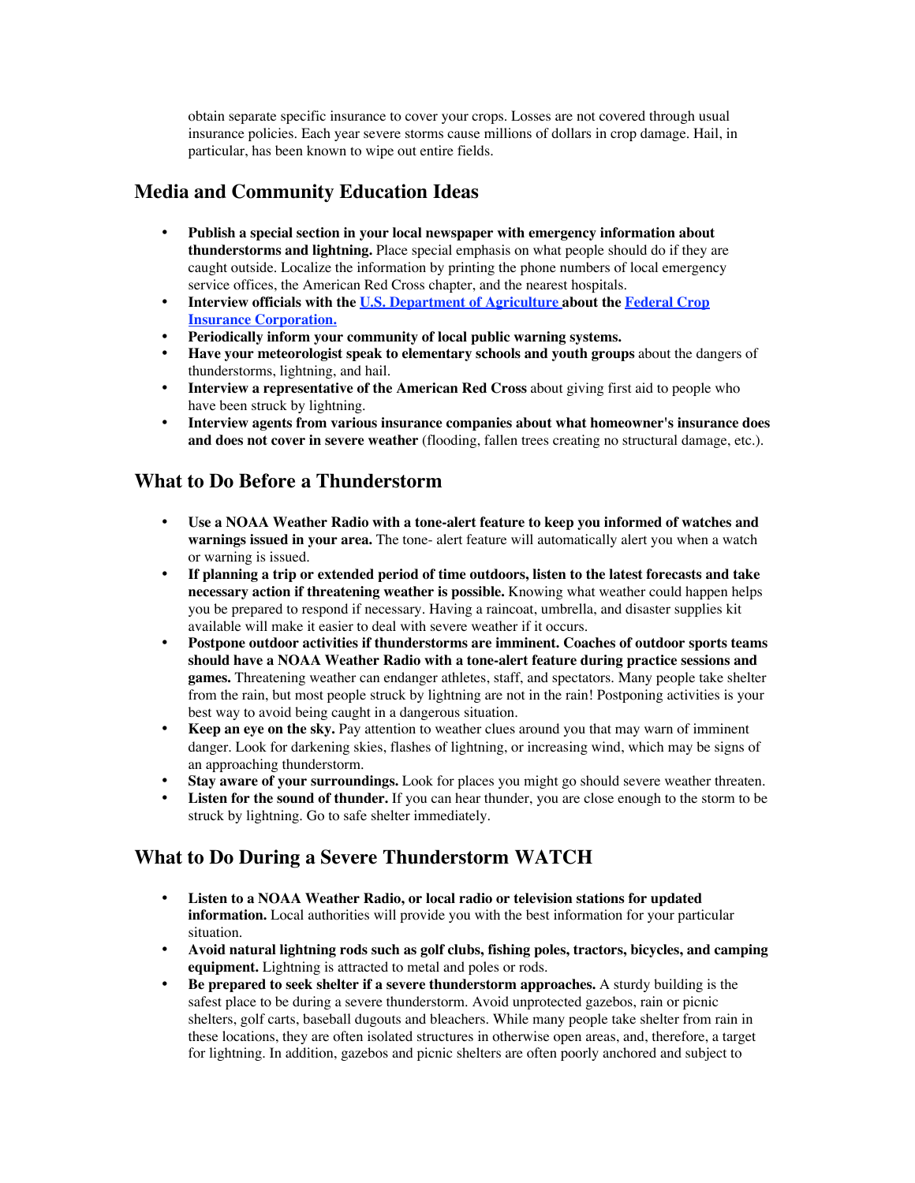obtain separate specific insurance to cover your crops. Losses are not covered through usual insurance policies. Each year severe storms cause millions of dollars in crop damage. Hail, in particular, has been known to wipe out entire fields.

## Media and Community Education Ideas

- **Publish a special section in your local newspaper with emergency information about thunderstorms and lightning.** Place special emphasis on what people should do if they are caught outside. Localize the information by printing the phone numbers of local emergency service offices, the American Red Cross chapter, and the nearest hospitals.
- **Interview officials with the U.S. Department of Agriculture about the Federal Crop Insurance Corporation.**
- **Periodically inform your community of local public warning systems.**
- **Have your meteorologist speak to elementary schools and youth groups** about the dangers of thunderstorms, lightning, and hail.
- **Interview a representative of the American Red Cross** about giving first aid to people who have been struck by lightning.
- **Interview agents from various insurance companies about what homeowner's insurance does and does not cover in severe weather** (flooding, fallen trees creating no structural damage, etc.).

## What to Do Before a Thunderstorm

- **Use a NOAA Weather Radio with a tone-alert feature to keep you informed of watches and warnings issued in your area.** The tone- alert feature will automatically alert you when a watch or warning is issued.
- **If planning a trip or extended period of time outdoors, listen to the latest forecasts and take necessary action if threatening weather is possible.** Knowing what weather could happen helps you be prepared to respond if necessary. Having a raincoat, umbrella, and disaster supplies kit available will make it easier to deal with severe weather if it occurs.
- **Postpone outdoor activities if thunderstorms are imminent. Coaches of outdoor sports teams should have a NOAA Weather Radio with a tone-alert feature during practice sessions and games.** Threatening weather can endanger athletes, staff, and spectators. Many people take shelter from the rain, but most people struck by lightning are not in the rain! Postponing activities is your best way to avoid being caught in a dangerous situation.
- **Keep an eye on the sky.** Pay attention to weather clues around you that may warn of imminent danger. Look for darkening skies, flashes of lightning, or increasing wind, which may be signs of an approaching thunderstorm.
- **Stay aware of your surroundings.** Look for places you might go should severe weather threaten.
- **Listen for the sound of thunder.** If you can hear thunder, you are close enough to the storm to be struck by lightning. Go to safe shelter immediately.

## What to Do During a Severe Thunderstorm WATCH

- **Listen to a NOAA Weather Radio, or local radio or television stations for updated information.** Local authorities will provide you with the best information for your particular situation.
- **Avoid natural lightning rods such as golf clubs, fishing poles, tractors, bicycles, and camping equipment.** Lightning is attracted to metal and poles or rods.
- **Be prepared to seek shelter if a severe thunderstorm approaches.** A sturdy building is the safest place to be during a severe thunderstorm. Avoid unprotected gazebos, rain or picnic shelters, golf carts, baseball dugouts and bleachers. While many people take shelter from rain in these locations, they are often isolated structures in otherwise open areas, and, therefore, a target for lightning. In addition, gazebos and picnic shelters are often poorly anchored and subject to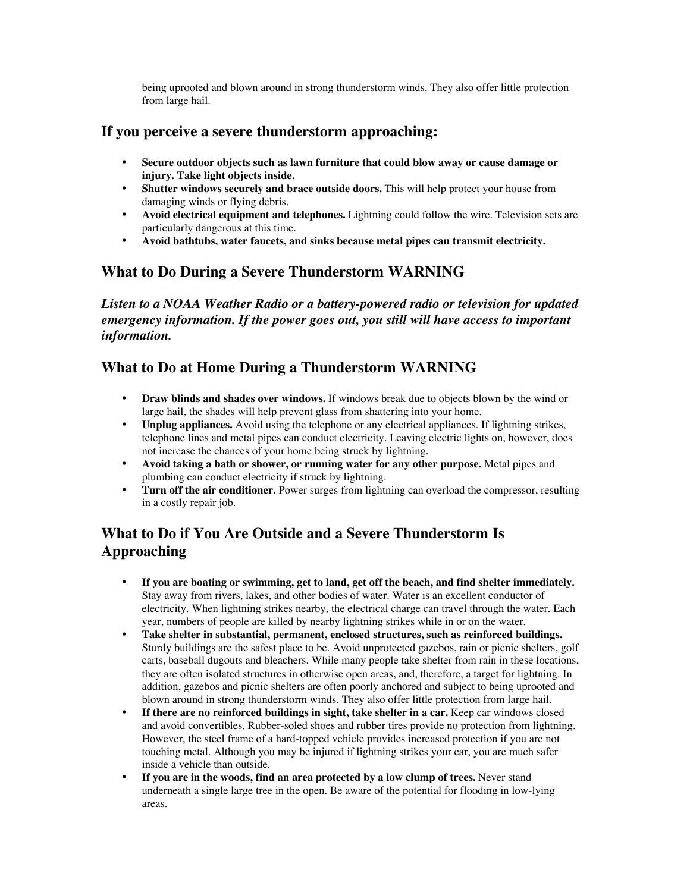being uprooted and blown around in strong thunderstorm winds. They also offer little protection from large hail.

## If you perceive a severe thunderstorm approaching:

- **Secure outdoor objects such as lawn furniture that could blow away or cause damage or injury. Take light objects inside.**
- **Shutter windows securely and brace outside doors.** This will help protect your house from damaging winds or flying debris.
- **Avoid electrical equipment and telephones.** Lightning could follow the wire. Television sets are particularly dangerous at this time.
- **Avoid bathtubs, water faucets, and sinks because metal pipes can transmit electricity.**

## What to Do During a Severe Thunderstorm WARNING

***Listen to a NOAA Weather Radio or a battery-powered radio or television for updated emergency information. If the power goes out, you still will have access to important information.***

## What to Do at Home During a Thunderstorm WARNING

- **Draw blinds and shades over windows.** If windows break due to objects blown by the wind or large hail, the shades will help prevent glass from shattering into your home.
- **Unplug appliances.** Avoid using the telephone or any electrical appliances. If lightning strikes, telephone lines and metal pipes can conduct electricity. Leaving electric lights on, however, does not increase the chances of your home being struck by lightning.
- **Avoid taking a bath or shower, or running water for any other purpose.** Metal pipes and plumbing can conduct electricity if struck by lightning.
- **Turn off the air conditioner.** Power surges from lightning can overload the compressor, resulting in a costly repair job.

## What to Do if You Are Outside and a Severe Thunderstorm Is Approaching

- **If you are boating or swimming, get to land, get off the beach, and find shelter immediately.** Stay away from rivers, lakes, and other bodies of water. Water is an excellent conductor of electricity. When lightning strikes nearby, the electrical charge can travel through the water. Each year, numbers of people are killed by nearby lightning strikes while in or on the water.
- **Take shelter in substantial, permanent, enclosed structures, such as reinforced buildings.** Sturdy buildings are the safest place to be. Avoid unprotected gazebos, rain or picnic shelters, golf carts, baseball dugouts and bleachers. While many people take shelter from rain in these locations, they are often isolated structures in otherwise open areas, and, therefore, a target for lightning. In addition, gazebos and picnic shelters are often poorly anchored and subject to being uprooted and blown around in strong thunderstorm winds. They also offer little protection from large hail.
- **If there are no reinforced buildings in sight, take shelter in a car.** Keep car windows closed and avoid convertibles. Rubber-soled shoes and rubber tires provide no protection from lightning. However, the steel frame of a hard-topped vehicle provides increased protection if you are not touching metal. Although you may be injured if lightning strikes your car, you are much safer inside a vehicle than outside.
- **If you are in the woods, find an area protected by a low clump of trees.** Never stand underneath a single large tree in the open. Be aware of the potential for flooding in low-lying areas.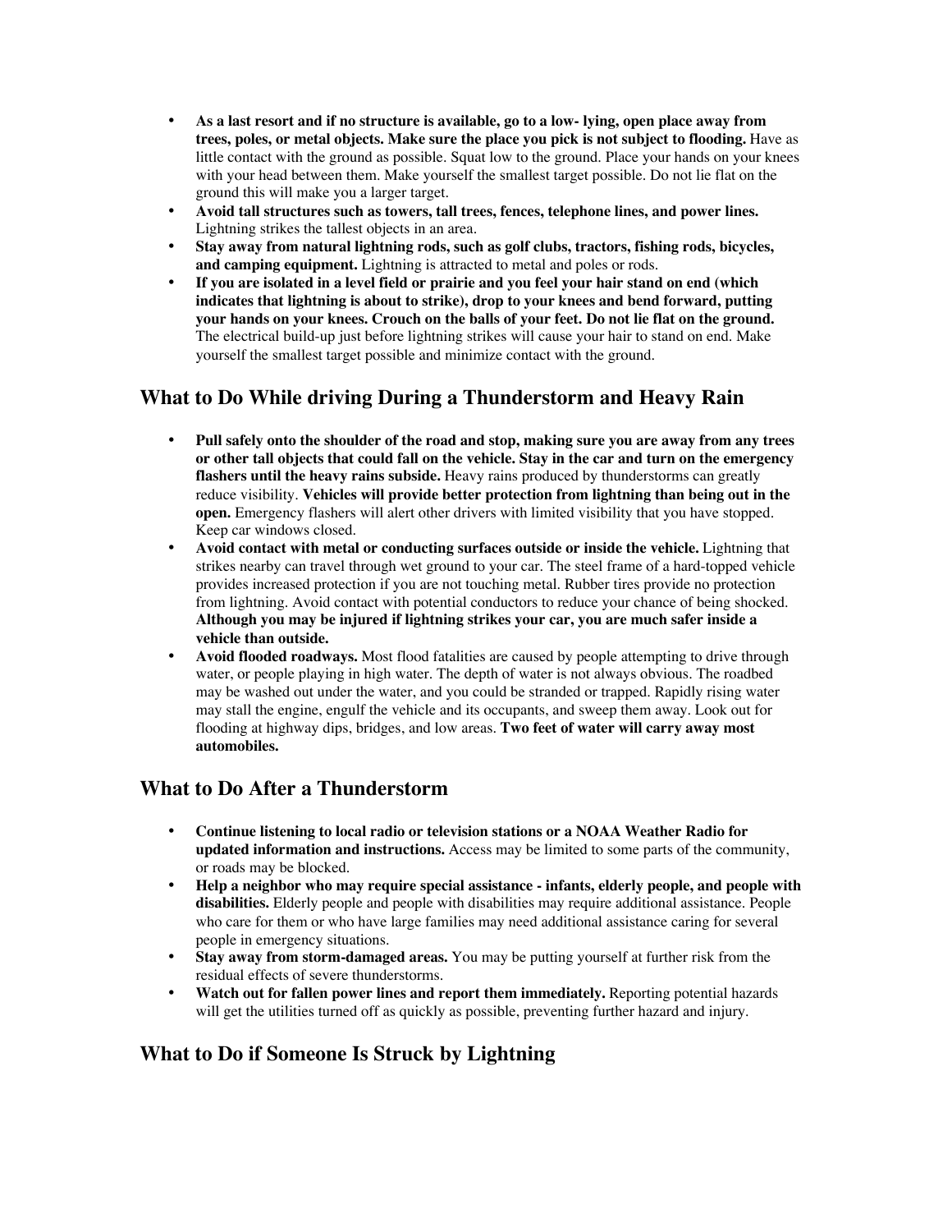- **As a last resort and if no structure is available, go to a low- lying, open place away from trees, poles, or metal objects. Make sure the place you pick is not subject to flooding.** Have as little contact with the ground as possible. Squat low to the ground. Place your hands on your knees with your head between them. Make yourself the smallest target possible. Do not lie flat on the ground this will make you a larger target.
- **Avoid tall structures such as towers, tall trees, fences, telephone lines, and power lines.** Lightning strikes the tallest objects in an area.
- **Stay away from natural lightning rods, such as golf clubs, tractors, fishing rods, bicycles, and camping equipment.** Lightning is attracted to metal and poles or rods.
- **If you are isolated in a level field or prairie and you feel your hair stand on end (which indicates that lightning is about to strike), drop to your knees and bend forward, putting your hands on your knees. Crouch on the balls of your feet. Do not lie flat on the ground.** The electrical build-up just before lightning strikes will cause your hair to stand on end. Make yourself the smallest target possible and minimize contact with the ground.

## What to Do While driving During a Thunderstorm and Heavy Rain

- **Pull safely onto the shoulder of the road and stop, making sure you are away from any trees or other tall objects that could fall on the vehicle. Stay in the car and turn on the emergency flashers until the heavy rains subside.** Heavy rains produced by thunderstorms can greatly reduce visibility. **Vehicles will provide better protection from lightning than being out in the open.** Emergency flashers will alert other drivers with limited visibility that you have stopped. Keep car windows closed.
- **Avoid contact with metal or conducting surfaces outside or inside the vehicle.** Lightning that strikes nearby can travel through wet ground to your car. The steel frame of a hard-topped vehicle provides increased protection if you are not touching metal. Rubber tires provide no protection from lightning. Avoid contact with potential conductors to reduce your chance of being shocked. **Although you may be injured if lightning strikes your car, you are much safer inside a vehicle than outside.**
- **Avoid flooded roadways.** Most flood fatalities are caused by people attempting to drive through water, or people playing in high water. The depth of water is not always obvious. The roadbed may be washed out under the water, and you could be stranded or trapped. Rapidly rising water may stall the engine, engulf the vehicle and its occupants, and sweep them away. Look out for flooding at highway dips, bridges, and low areas. **Two feet of water will carry away most automobiles.**

## What to Do After a Thunderstorm

- **Continue listening to local radio or television stations or a NOAA Weather Radio for updated information and instructions.** Access may be limited to some parts of the community, or roads may be blocked.
- **Help a neighbor who may require special assistance - infants, elderly people, and people with disabilities.** Elderly people and people with disabilities may require additional assistance. People who care for them or who have large families may need additional assistance caring for several people in emergency situations.
- **Stay away from storm-damaged areas.** You may be putting yourself at further risk from the residual effects of severe thunderstorms.
- **Watch out for fallen power lines and report them immediately.** Reporting potential hazards will get the utilities turned off as quickly as possible, preventing further hazard and injury.

## What to Do if Someone Is Struck by Lightning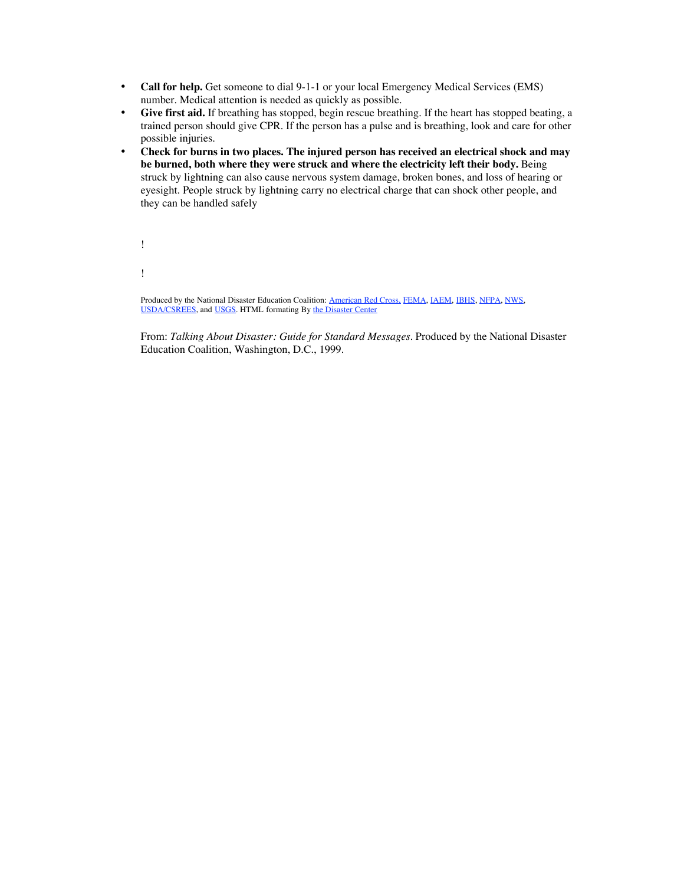- **Call for help.** Get someone to dial 9-1-1 or your local Emergency Medical Services (EMS) number. Medical attention is needed as quickly as possible.
- **Give first aid.** If breathing has stopped, begin rescue breathing. If the heart has stopped beating, a trained person should give CPR. If the person has a pulse and is breathing, look and care for other possible injuries.
- **Check for burns in two places. The injured person has received an electrical shock and may be burned, both where they were struck and where the electricity left their body.** Being struck by lightning can also cause nervous system damage, broken bones, and loss of hearing or eyesight. People struck by lightning carry no electrical charge that can shock other people, and they can be handled safely

!

!

Produced by the National Disaster Education Coalition: American Red Cross, FEMA, IAEM, IBHS, NFPA, NWS, USDA/CSREES, and USGS. HTML formating By the Disaster Center

From: *Talking About Disaster: Guide for Standard Messages*. Produced by the National Disaster Education Coalition, Washington, D.C., 1999.